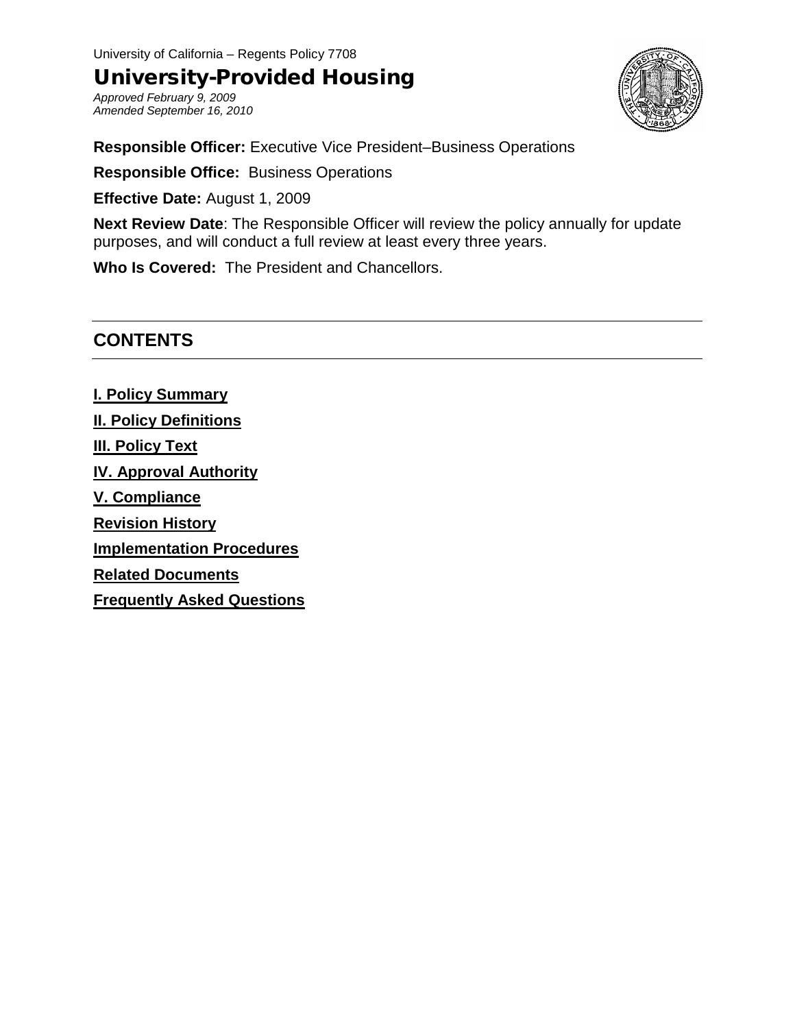University of California – Regents Policy 7708

# University-Provided Housing

*Approved February 9, 2009*
*Amended September 16, 2010*

**Responsible Officer:** Executive Vice President–Business Operations

**Responsible Office:** Business Operations

**Effective Date:** August 1, 2009

**Next Review Date**: The Responsible Officer will review the policy annually for update purposes, and will conduct a full review at least every three years.

**Who Is Covered:** The President and Chancellors.

## CONTENTS

**I. Policy Summary**

**II. Policy Definitions**

**III. Policy Text**

**IV. Approval Authority**

**V. Compliance**

**Revision History**

**Implementation Procedures**

**Related Documents**

**Frequently Asked Questions**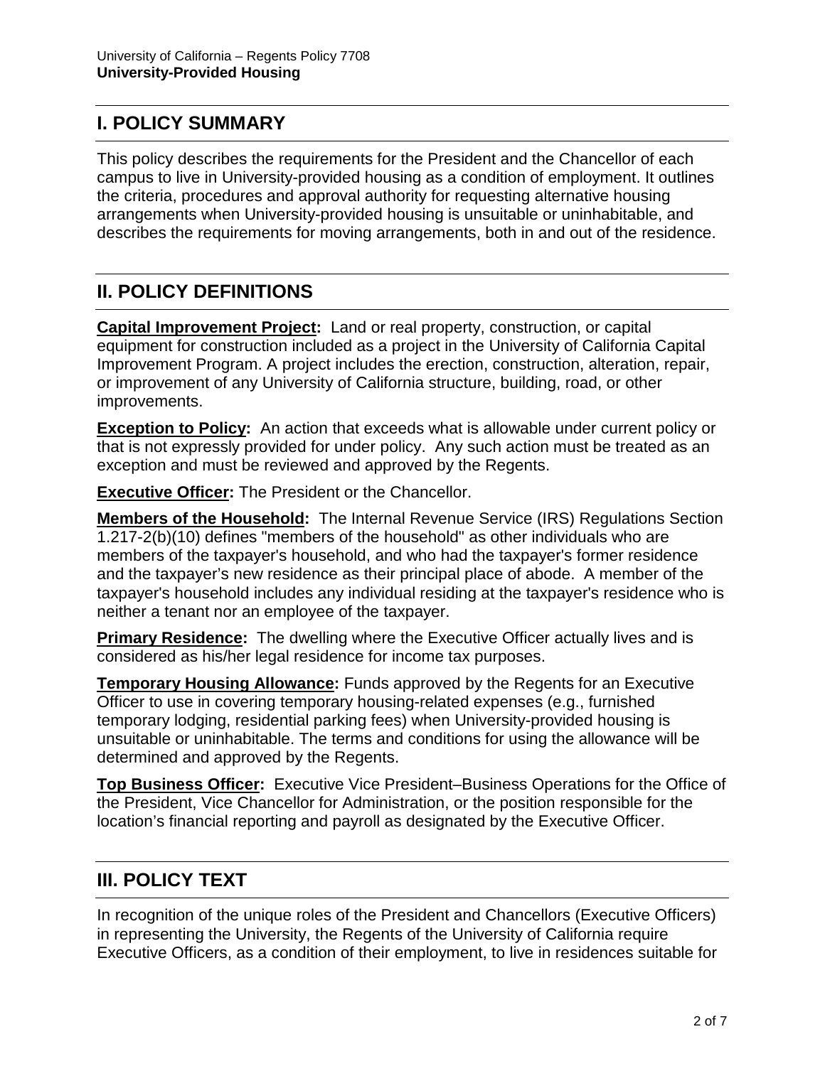## I. POLICY SUMMARY

This policy describes the requirements for the President and the Chancellor of each campus to live in University-provided housing as a condition of employment. It outlines the criteria, procedures and approval authority for requesting alternative housing arrangements when University-provided housing is unsuitable or uninhabitable, and describes the requirements for moving arrangements, both in and out of the residence.

## II. POLICY DEFINITIONS

**Capital Improvement Project:** Land or real property, construction, or capital equipment for construction included as a project in the University of California Capital Improvement Program. A project includes the erection, construction, alteration, repair, or improvement of any University of California structure, building, road, or other improvements.

**Exception to Policy:** An action that exceeds what is allowable under current policy or that is not expressly provided for under policy. Any such action must be treated as an exception and must be reviewed and approved by the Regents.

**Executive Officer:** The President or the Chancellor.

**Members of the Household:** The Internal Revenue Service (IRS) Regulations Section 1.217-2(b)(10) defines "members of the household" as other individuals who are members of the taxpayer's household, and who had the taxpayer's former residence and the taxpayer's new residence as their principal place of abode. A member of the taxpayer's household includes any individual residing at the taxpayer's residence who is neither a tenant nor an employee of the taxpayer.

**Primary Residence:** The dwelling where the Executive Officer actually lives and is considered as his/her legal residence for income tax purposes.

**Temporary Housing Allowance:** Funds approved by the Regents for an Executive Officer to use in covering temporary housing-related expenses (e.g., furnished temporary lodging, residential parking fees) when University-provided housing is unsuitable or uninhabitable. The terms and conditions for using the allowance will be determined and approved by the Regents.

**Top Business Officer:** Executive Vice President–Business Operations for the Office of the President, Vice Chancellor for Administration, or the position responsible for the location's financial reporting and payroll as designated by the Executive Officer.

## III. POLICY TEXT

In recognition of the unique roles of the President and Chancellors (Executive Officers) in representing the University, the Regents of the University of California require Executive Officers, as a condition of their employment, to live in residences suitable for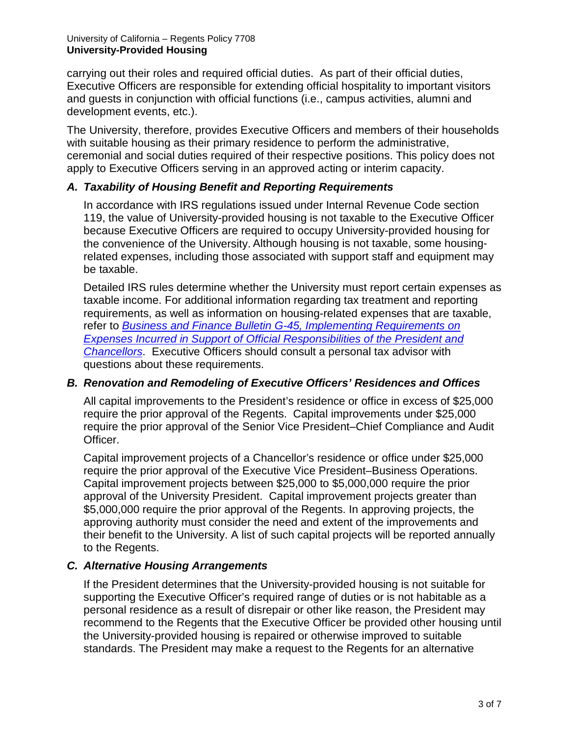carrying out their roles and required official duties. As part of their official duties, Executive Officers are responsible for extending official hospitality to important visitors and guests in conjunction with official functions (i.e., campus activities, alumni and development events, etc.).

The University, therefore, provides Executive Officers and members of their households with suitable housing as their primary residence to perform the administrative, ceremonial and social duties required of their respective positions. This policy does not apply to Executive Officers serving in an approved acting or interim capacity.

### *A. Taxability of Housing Benefit and Reporting Requirements*

In accordance with IRS regulations issued under Internal Revenue Code section 119, the value of University-provided housing is not taxable to the Executive Officer because Executive Officers are required to occupy University-provided housing for the convenience of the University. Although housing is not taxable, some housing-related expenses, including those associated with support staff and equipment may be taxable.

Detailed IRS rules determine whether the University must report certain expenses as taxable income. For additional information regarding tax treatment and reporting requirements, as well as information on housing-related expenses that are taxable, refer to *Business and Finance Bulletin G-45, Implementing Requirements on Expenses Incurred in Support of Official Responsibilities of the President and Chancellors*. Executive Officers should consult a personal tax advisor with questions about these requirements.

### *B. Renovation and Remodeling of Executive Officers' Residences and Offices*

All capital improvements to the President's residence or office in excess of $25,000 require the prior approval of the Regents. Capital improvements under $25,000 require the prior approval of the Senior Vice President–Chief Compliance and Audit Officer.

Capital improvement projects of a Chancellor's residence or office under $25,000 require the prior approval of the Executive Vice President–Business Operations. Capital improvement projects between $25,000 to $5,000,000 require the prior approval of the University President. Capital improvement projects greater than $5,000,000 require the prior approval of the Regents. In approving projects, the approving authority must consider the need and extent of the improvements and their benefit to the University. A list of such capital projects will be reported annually to the Regents.

### *C. Alternative Housing Arrangements*

If the President determines that the University-provided housing is not suitable for supporting the Executive Officer's required range of duties or is not habitable as a personal residence as a result of disrepair or other like reason, the President may recommend to the Regents that the Executive Officer be provided other housing until the University-provided housing is repaired or otherwise improved to suitable standards. The President may make a request to the Regents for an alternative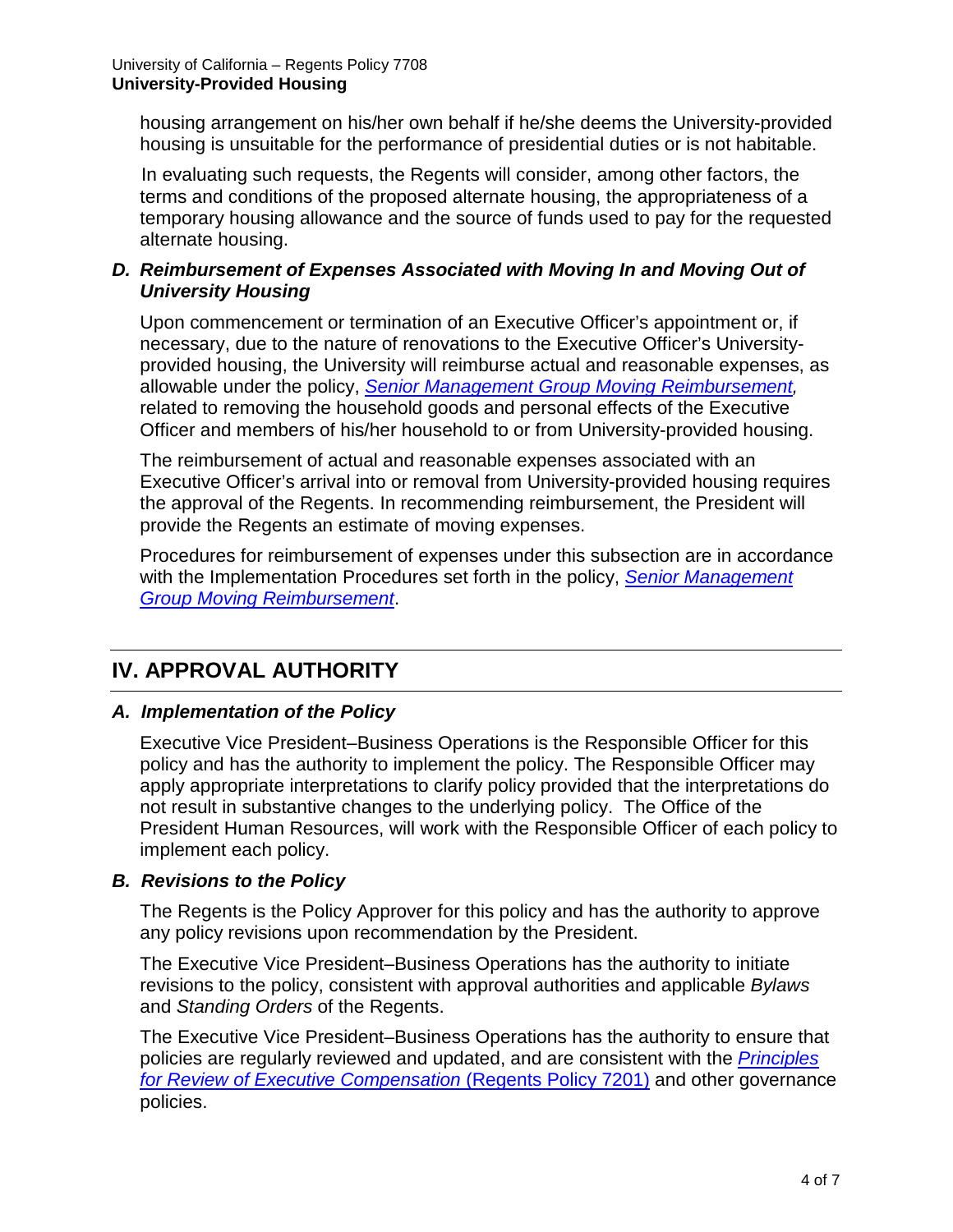housing arrangement on his/her own behalf if he/she deems the University-provided housing is unsuitable for the performance of presidential duties or is not habitable.

In evaluating such requests, the Regents will consider, among other factors, the terms and conditions of the proposed alternate housing, the appropriateness of a temporary housing allowance and the source of funds used to pay for the requested alternate housing.

### *D. Reimbursement of Expenses Associated with Moving In and Moving Out of University Housing*

Upon commencement or termination of an Executive Officer's appointment or, if necessary, due to the nature of renovations to the Executive Officer's University-provided housing, the University will reimburse actual and reasonable expenses, as allowable under the policy, *Senior Management Group Moving Reimbursement,* related to removing the household goods and personal effects of the Executive Officer and members of his/her household to or from University-provided housing.

The reimbursement of actual and reasonable expenses associated with an Executive Officer's arrival into or removal from University-provided housing requires the approval of the Regents. In recommending reimbursement, the President will provide the Regents an estimate of moving expenses.

Procedures for reimbursement of expenses under this subsection are in accordance with the Implementation Procedures set forth in the policy, *Senior Management Group Moving Reimbursement*.

## IV. APPROVAL AUTHORITY

### *A. Implementation of the Policy*

Executive Vice President–Business Operations is the Responsible Officer for this policy and has the authority to implement the policy. The Responsible Officer may apply appropriate interpretations to clarify policy provided that the interpretations do not result in substantive changes to the underlying policy. The Office of the President Human Resources, will work with the Responsible Officer of each policy to implement each policy.

### *B. Revisions to the Policy*

The Regents is the Policy Approver for this policy and has the authority to approve any policy revisions upon recommendation by the President.

The Executive Vice President–Business Operations has the authority to initiate revisions to the policy, consistent with approval authorities and applicable *Bylaws* and *Standing Orders* of the Regents.

The Executive Vice President–Business Operations has the authority to ensure that policies are regularly reviewed and updated, and are consistent with the *Principles for Review of Executive Compensation* (Regents Policy 7201) and other governance policies.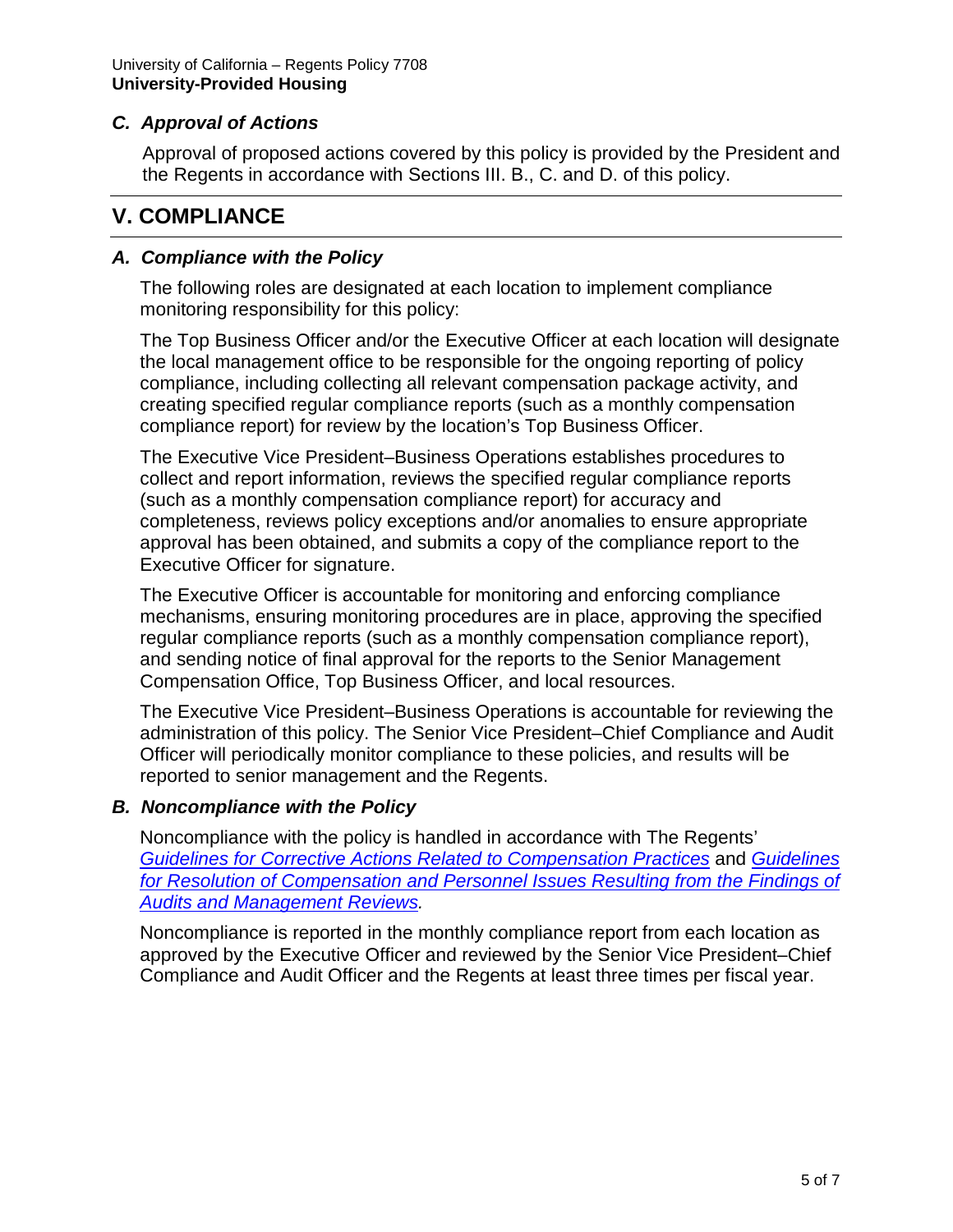### *C. Approval of Actions*

Approval of proposed actions covered by this policy is provided by the President and the Regents in accordance with Sections III. B., C. and D. of this policy.

## V. COMPLIANCE

### *A. Compliance with the Policy*

The following roles are designated at each location to implement compliance monitoring responsibility for this policy:

The Top Business Officer and/or the Executive Officer at each location will designate the local management office to be responsible for the ongoing reporting of policy compliance, including collecting all relevant compensation package activity, and creating specified regular compliance reports (such as a monthly compensation compliance report) for review by the location's Top Business Officer.

The Executive Vice President–Business Operations establishes procedures to collect and report information, reviews the specified regular compliance reports (such as a monthly compensation compliance report) for accuracy and completeness, reviews policy exceptions and/or anomalies to ensure appropriate approval has been obtained, and submits a copy of the compliance report to the Executive Officer for signature.

The Executive Officer is accountable for monitoring and enforcing compliance mechanisms, ensuring monitoring procedures are in place, approving the specified regular compliance reports (such as a monthly compensation compliance report), and sending notice of final approval for the reports to the Senior Management Compensation Office, Top Business Officer, and local resources.

The Executive Vice President–Business Operations is accountable for reviewing the administration of this policy. The Senior Vice President–Chief Compliance and Audit Officer will periodically monitor compliance to these policies, and results will be reported to senior management and the Regents.

### *B. Noncompliance with the Policy*

Noncompliance with the policy is handled in accordance with The Regents' *Guidelines for Corrective Actions Related to Compensation Practices* and *Guidelines for Resolution of Compensation and Personnel Issues Resulting from the Findings of Audits and Management Reviews.*

Noncompliance is reported in the monthly compliance report from each location as approved by the Executive Officer and reviewed by the Senior Vice President–Chief Compliance and Audit Officer and the Regents at least three times per fiscal year.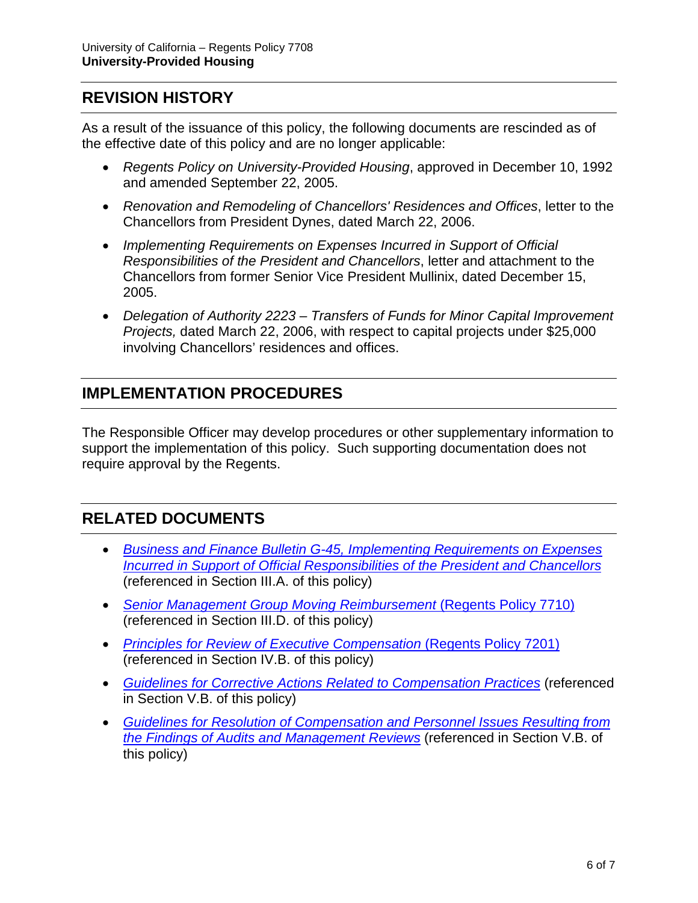## REVISION HISTORY

As a result of the issuance of this policy, the following documents are rescinded as of the effective date of this policy and are no longer applicable:

- *Regents Policy on University-Provided Housing*, approved in December 10, 1992 and amended September 22, 2005.
- *Renovation and Remodeling of Chancellors' Residences and Offices*, letter to the Chancellors from President Dynes, dated March 22, 2006.
- *Implementing Requirements on Expenses Incurred in Support of Official Responsibilities of the President and Chancellors*, letter and attachment to the Chancellors from former Senior Vice President Mullinix, dated December 15, 2005.
- *Delegation of Authority 2223 – Transfers of Funds for Minor Capital Improvement Projects,* dated March 22, 2006, with respect to capital projects under $25,000 involving Chancellors' residences and offices.

## IMPLEMENTATION PROCEDURES

The Responsible Officer may develop procedures or other supplementary information to support the implementation of this policy. Such supporting documentation does not require approval by the Regents.

## RELATED DOCUMENTS

- *Business and Finance Bulletin G-45, Implementing Requirements on Expenses Incurred in Support of Official Responsibilities of the President and Chancellors* (referenced in Section III.A. of this policy)
- *Senior Management Group Moving Reimbursement* (Regents Policy 7710) (referenced in Section III.D. of this policy)
- *Principles for Review of Executive Compensation* (Regents Policy 7201) (referenced in Section IV.B. of this policy)
- *Guidelines for Corrective Actions Related to Compensation Practices* (referenced in Section V.B. of this policy)
- *Guidelines for Resolution of Compensation and Personnel Issues Resulting from the Findings of Audits and Management Reviews* (referenced in Section V.B. of this policy)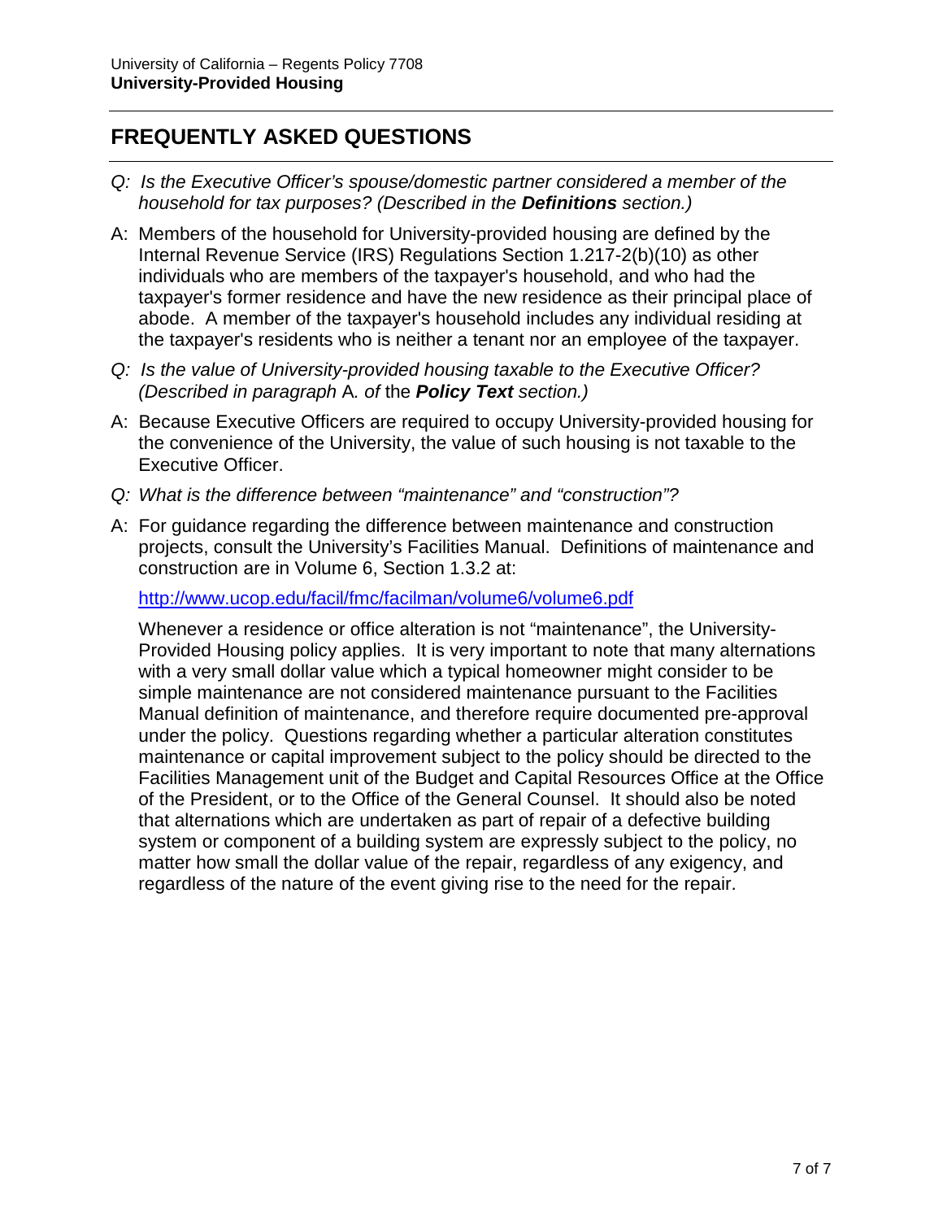## FREQUENTLY ASKED QUESTIONS

*Q: Is the Executive Officer's spouse/domestic partner considered a member of the household for tax purposes? (Described in the **Definitions** section.)*

A: Members of the household for University-provided housing are defined by the Internal Revenue Service (IRS) Regulations Section 1.217-2(b)(10) as other individuals who are members of the taxpayer's household, and who had the taxpayer's former residence and have the new residence as their principal place of abode. A member of the taxpayer's household includes any individual residing at the taxpayer's residents who is neither a tenant nor an employee of the taxpayer.

*Q: Is the value of University-provided housing taxable to the Executive Officer? (Described in paragraph* A. *of* the ***Policy Text*** *section.)*

A: Because Executive Officers are required to occupy University-provided housing for the convenience of the University, the value of such housing is not taxable to the Executive Officer.

*Q: What is the difference between "maintenance" and "construction"?*

A: For guidance regarding the difference between maintenance and construction projects, consult the University's Facilities Manual. Definitions of maintenance and construction are in Volume 6, Section 1.3.2 at:

http://www.ucop.edu/facil/fmc/facilman/volume6/volume6.pdf

Whenever a residence or office alteration is not "maintenance", the University-Provided Housing policy applies. It is very important to note that many alternations with a very small dollar value which a typical homeowner might consider to be simple maintenance are not considered maintenance pursuant to the Facilities Manual definition of maintenance, and therefore require documented pre-approval under the policy. Questions regarding whether a particular alteration constitutes maintenance or capital improvement subject to the policy should be directed to the Facilities Management unit of the Budget and Capital Resources Office at the Office of the President, or to the Office of the General Counsel. It should also be noted that alternations which are undertaken as part of repair of a defective building system or component of a building system are expressly subject to the policy, no matter how small the dollar value of the repair, regardless of any exigency, and regardless of the nature of the event giving rise to the need for the repair.